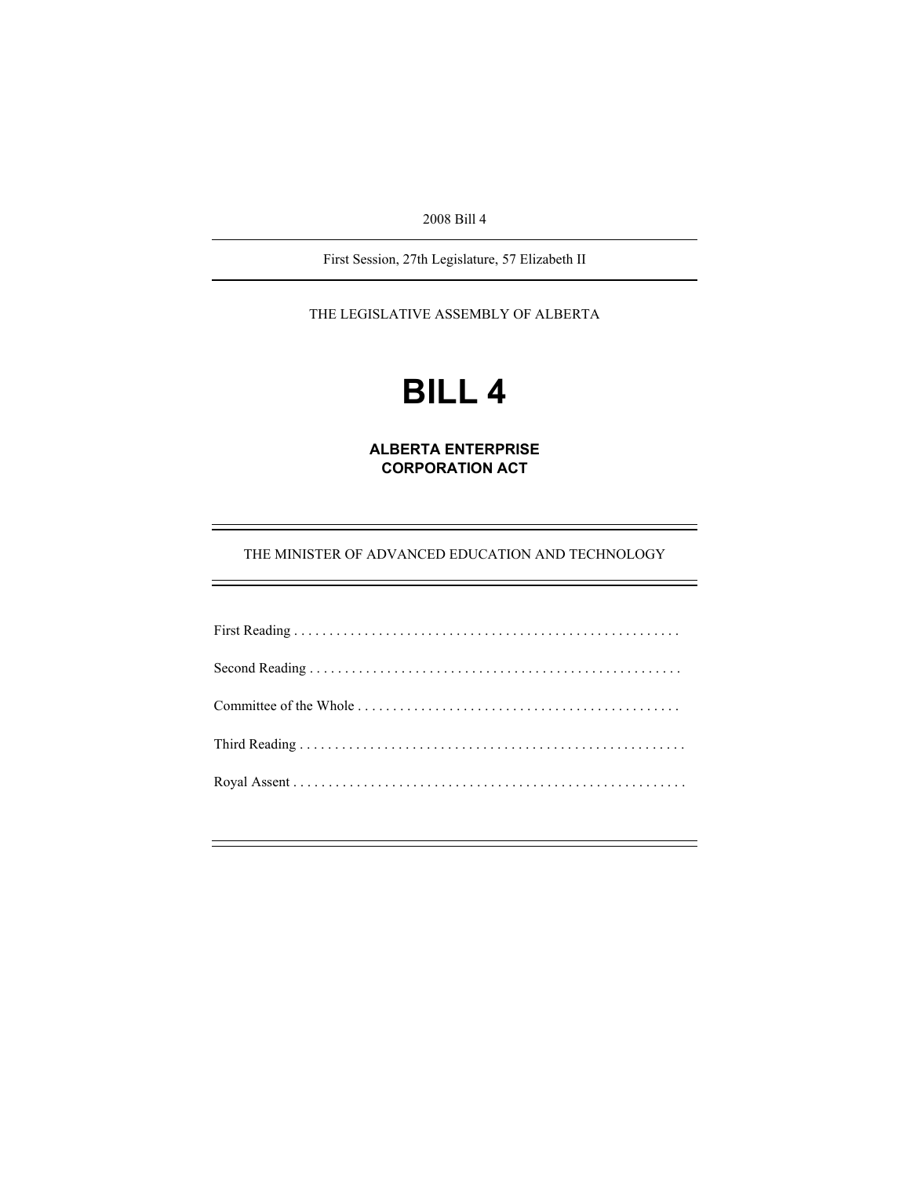2008 Bill 4

First Session, 27th Legislature, 57 Elizabeth II

THE LEGISLATIVE ASSEMBLY OF ALBERTA

# BILL 4

## ALBERTA ENTERPRISE CORPORATION ACT

THE MINISTER OF ADVANCED EDUCATION AND TECHNOLOGY

First Reading . . . . . . . . . . . . . . . . . . . . . . . . . . . . . . . . . . . . . . . . . . . . . . . . . . . . . .

Second Reading . . . . . . . . . . . . . . . . . . . . . . . . . . . . . . . . . . . . . . . . . . . . . . . . . . . . .

Committee of the Whole . . . . . . . . . . . . . . . . . . . . . . . . . . . . . . . . . . . . . . . . . . . . . .

Third Reading . . . . . . . . . . . . . . . . . . . . . . . . . . . . . . . . . . . . . . . . . . . . . . . . . . . . . . . .

Royal Assent . . . . . . . . . . . . . . . . . . . . . . . . . . . . . . . . . . . . . . . . . . . . . . . . . . . . . . . .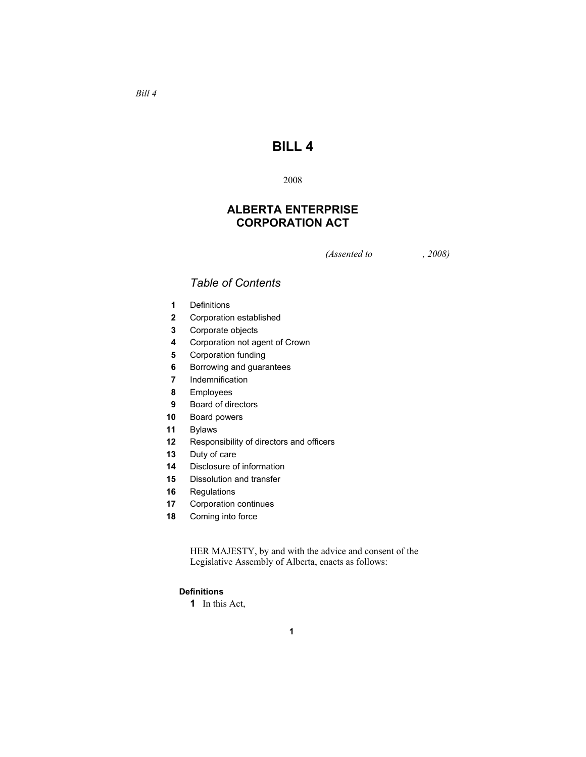*Bill 4*

# BILL 4

2008

## ALBERTA ENTERPRISE CORPORATION ACT

*(Assented to , 2008)*

### *Table of Contents*

- **1** Definitions
- **2** Corporation established
- **3** Corporate objects
- **4** Corporation not agent of Crown
- **5** Corporation funding
- **6** Borrowing and guarantees
- **7** Indemnification
- **8** Employees
- **9** Board of directors
- **10** Board powers
- **11** Bylaws
- **12** Responsibility of directors and officers
- **13** Duty of care
- **14** Disclosure of information
- **15** Dissolution and transfer
- **16** Regulations
- **17** Corporation continues
- **18** Coming into force

HER MAJESTY, by and with the advice and consent of the Legislative Assembly of Alberta, enacts as follows:

**Definitions**

**1** In this Act,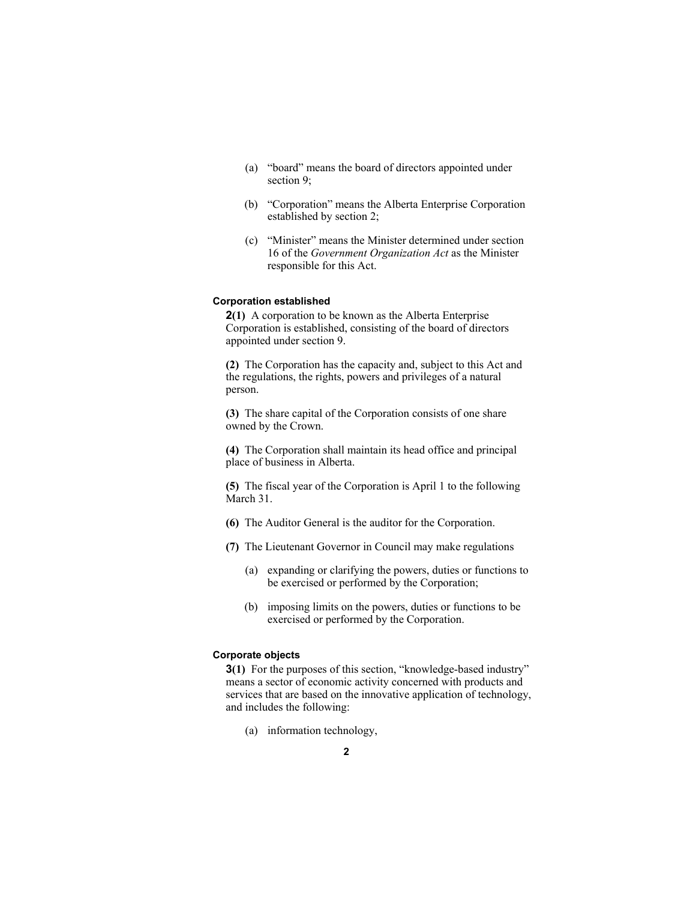(a) "board" means the board of directors appointed under section 9;

(b) "Corporation" means the Alberta Enterprise Corporation established by section 2;

(c) "Minister" means the Minister determined under section 16 of the *Government Organization Act* as the Minister responsible for this Act.

#### Corporation established

**2(1)** A corporation to be known as the Alberta Enterprise Corporation is established, consisting of the board of directors appointed under section 9.

**(2)** The Corporation has the capacity and, subject to this Act and the regulations, the rights, powers and privileges of a natural person.

**(3)** The share capital of the Corporation consists of one share owned by the Crown.

**(4)** The Corporation shall maintain its head office and principal place of business in Alberta.

**(5)** The fiscal year of the Corporation is April 1 to the following March 31.

**(6)** The Auditor General is the auditor for the Corporation.

**(7)** The Lieutenant Governor in Council may make regulations

(a) expanding or clarifying the powers, duties or functions to be exercised or performed by the Corporation;

(b) imposing limits on the powers, duties or functions to be exercised or performed by the Corporation.

#### Corporate objects

**3(1)** For the purposes of this section, "knowledge-based industry" means a sector of economic activity concerned with products and services that are based on the innovative application of technology, and includes the following:

(a) information technology,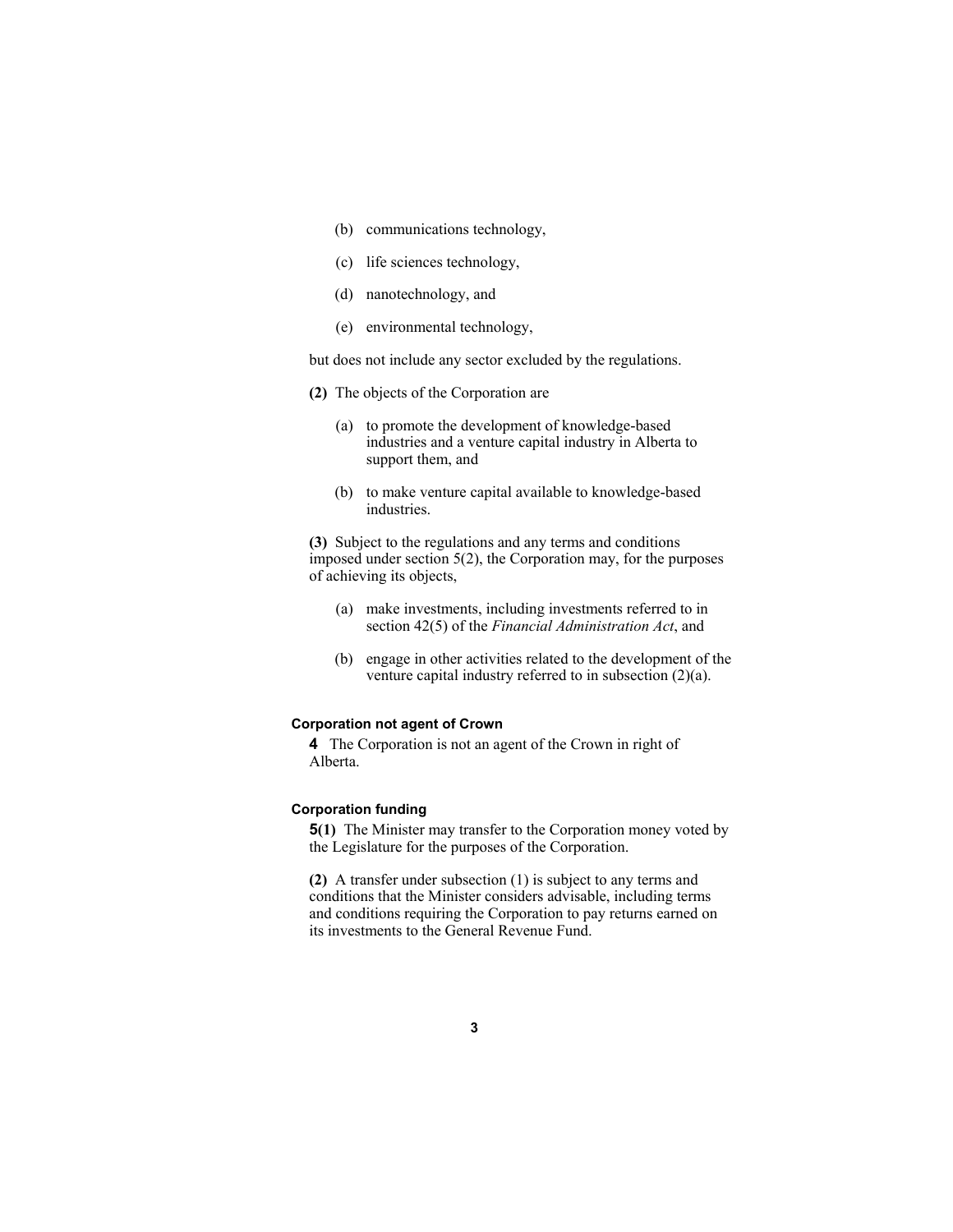(b) communications technology,

(c) life sciences technology,

(d) nanotechnology, and

(e) environmental technology,

but does not include any sector excluded by the regulations.

**(2)** The objects of the Corporation are

(a) to promote the development of knowledge-based industries and a venture capital industry in Alberta to support them, and

(b) to make venture capital available to knowledge-based industries.

**(3)** Subject to the regulations and any terms and conditions imposed under section 5(2), the Corporation may, for the purposes of achieving its objects,

(a) make investments, including investments referred to in section 42(5) of the *Financial Administration Act*, and

(b) engage in other activities related to the development of the venture capital industry referred to in subsection (2)(a).

#### Corporation not agent of Crown

**4** The Corporation is not an agent of the Crown in right of Alberta.

#### Corporation funding

**5(1)** The Minister may transfer to the Corporation money voted by the Legislature for the purposes of the Corporation.

**(2)** A transfer under subsection (1) is subject to any terms and conditions that the Minister considers advisable, including terms and conditions requiring the Corporation to pay returns earned on its investments to the General Revenue Fund.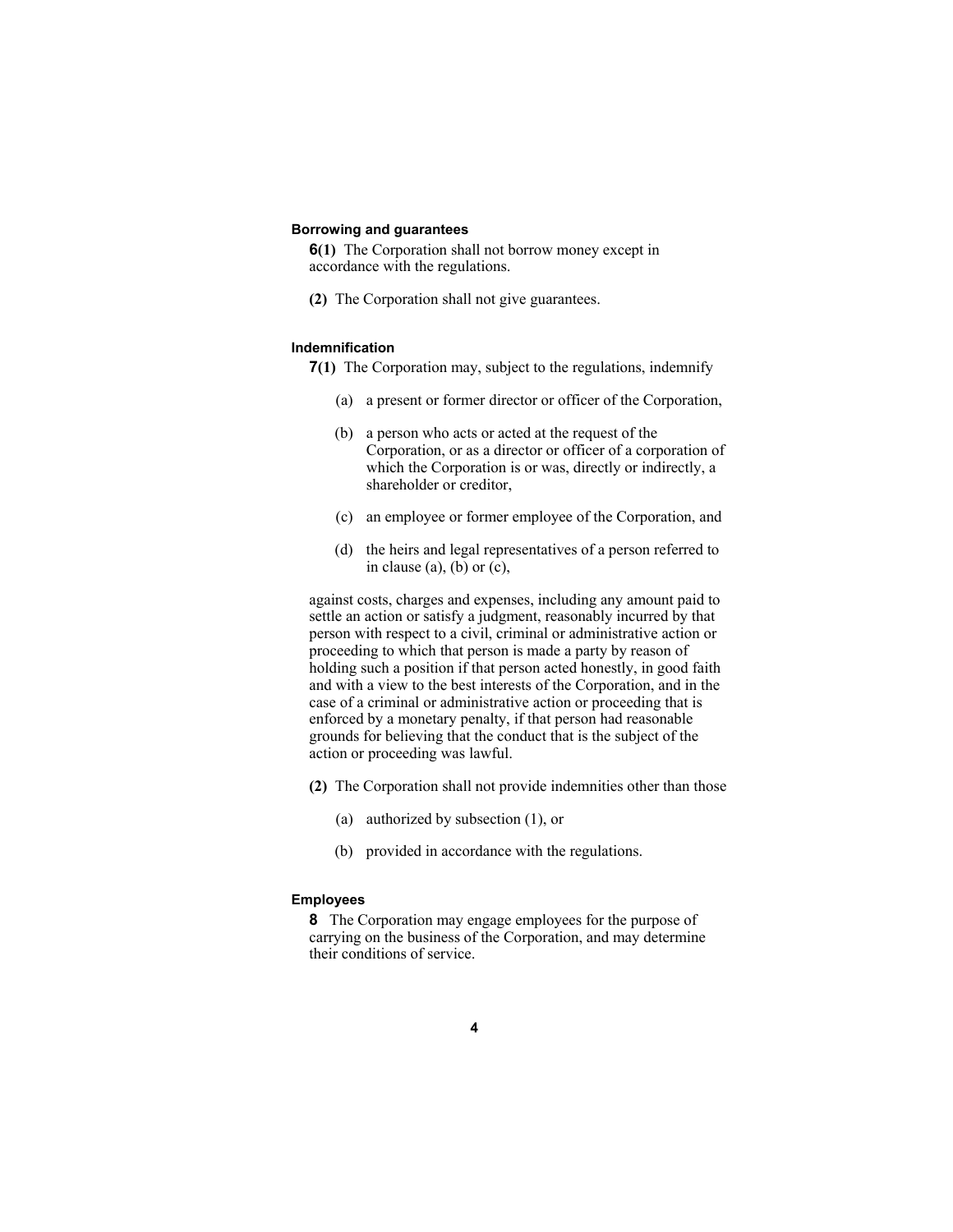### Borrowing and guarantees

**6(1)** The Corporation shall not borrow money except in accordance with the regulations.

**(2)** The Corporation shall not give guarantees.

### Indemnification

**7(1)** The Corporation may, subject to the regulations, indemnify

(a) a present or former director or officer of the Corporation,

(b) a person who acts or acted at the request of the Corporation, or as a director or officer of a corporation of which the Corporation is or was, directly or indirectly, a shareholder or creditor,

(c) an employee or former employee of the Corporation, and

(d) the heirs and legal representatives of a person referred to in clause (a), (b) or (c),

against costs, charges and expenses, including any amount paid to settle an action or satisfy a judgment, reasonably incurred by that person with respect to a civil, criminal or administrative action or proceeding to which that person is made a party by reason of holding such a position if that person acted honestly, in good faith and with a view to the best interests of the Corporation, and in the case of a criminal or administrative action or proceeding that is enforced by a monetary penalty, if that person had reasonable grounds for believing that the conduct that is the subject of the action or proceeding was lawful.

**(2)** The Corporation shall not provide indemnities other than those

(a) authorized by subsection (1), or

(b) provided in accordance with the regulations.

### Employees

**8** The Corporation may engage employees for the purpose of carrying on the business of the Corporation, and may determine their conditions of service.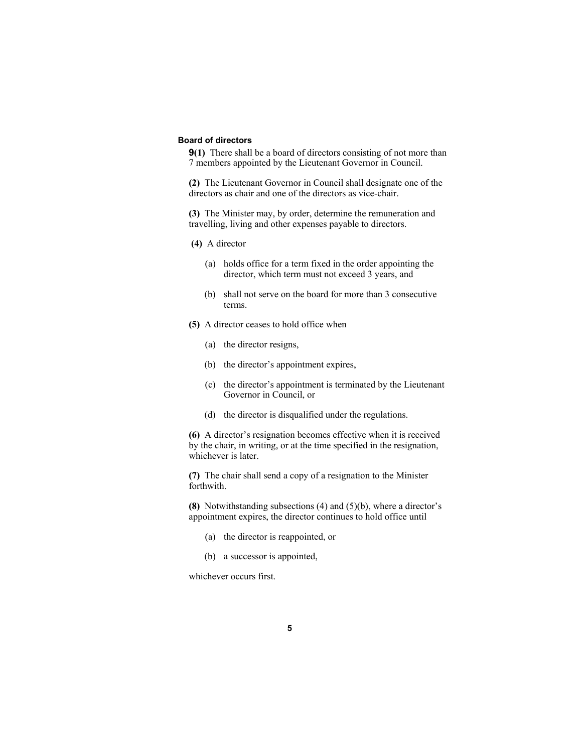### Board of directors

**9(1)** There shall be a board of directors consisting of not more than 7 members appointed by the Lieutenant Governor in Council.

**(2)** The Lieutenant Governor in Council shall designate one of the directors as chair and one of the directors as vice-chair.

**(3)** The Minister may, by order, determine the remuneration and travelling, living and other expenses payable to directors.

**(4)** A director

- (a) holds office for a term fixed in the order appointing the director, which term must not exceed 3 years, and
- (b) shall not serve on the board for more than 3 consecutive terms.

**(5)** A director ceases to hold office when

- (a) the director resigns,
- (b) the director's appointment expires,
- (c) the director's appointment is terminated by the Lieutenant Governor in Council, or
- (d) the director is disqualified under the regulations.

**(6)** A director's resignation becomes effective when it is received by the chair, in writing, or at the time specified in the resignation, whichever is later.

**(7)** The chair shall send a copy of a resignation to the Minister forthwith.

**(8)** Notwithstanding subsections (4) and (5)(b), where a director's appointment expires, the director continues to hold office until

- (a) the director is reappointed, or
- (b) a successor is appointed,

whichever occurs first.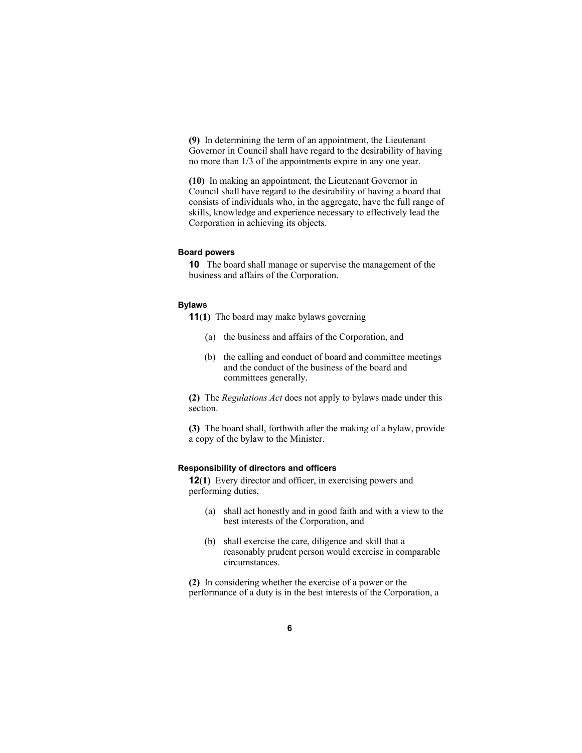**(9)** In determining the term of an appointment, the Lieutenant Governor in Council shall have regard to the desirability of having no more than 1/3 of the appointments expire in any one year.

**(10)** In making an appointment, the Lieutenant Governor in Council shall have regard to the desirability of having a board that consists of individuals who, in the aggregate, have the full range of skills, knowledge and experience necessary to effectively lead the Corporation in achieving its objects.

#### Board powers

**10** The board shall manage or supervise the management of the business and affairs of the Corporation.

#### Bylaws

**11(1)** The board may make bylaws governing

- (a) the business and affairs of the Corporation, and
- (b) the calling and conduct of board and committee meetings and the conduct of the business of the board and committees generally.

**(2)** The *Regulations Act* does not apply to bylaws made under this section.

**(3)** The board shall, forthwith after the making of a bylaw, provide a copy of the bylaw to the Minister.

#### Responsibility of directors and officers

**12(1)** Every director and officer, in exercising powers and performing duties,

- (a) shall act honestly and in good faith and with a view to the best interests of the Corporation, and
- (b) shall exercise the care, diligence and skill that a reasonably prudent person would exercise in comparable circumstances.

**(2)** In considering whether the exercise of a power or the performance of a duty is in the best interests of the Corporation, a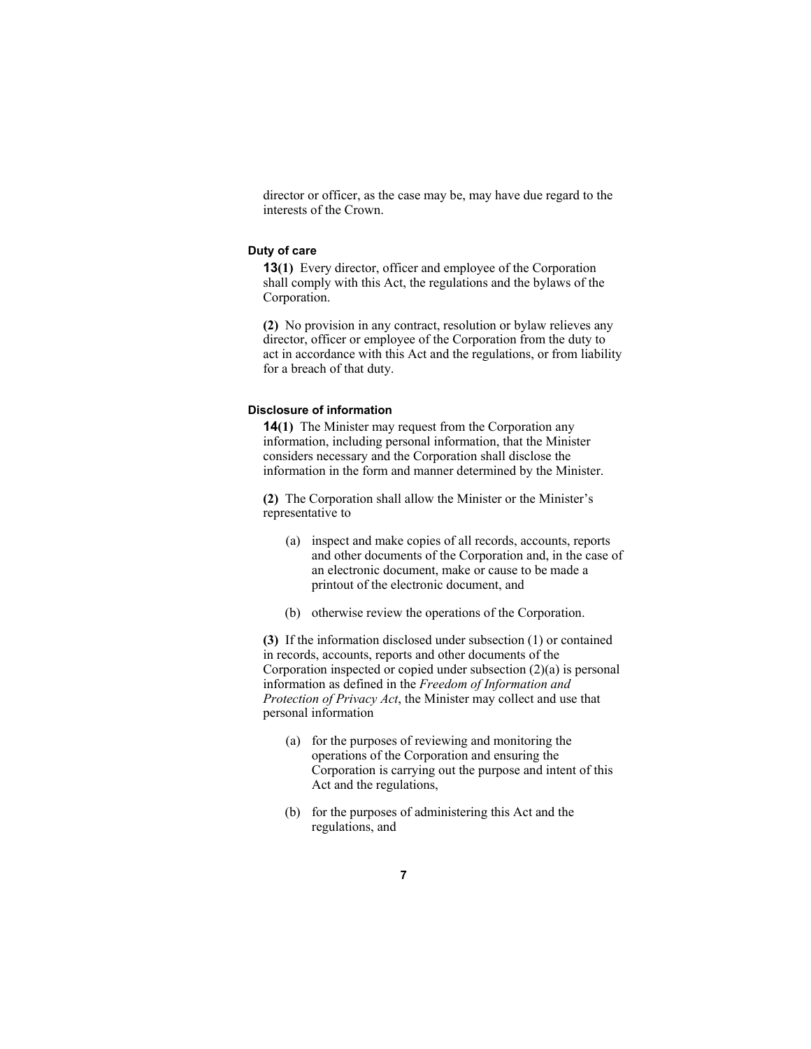director or officer, as the case may be, may have due regard to the interests of the Crown.

#### Duty of care

**13(1)** Every director, officer and employee of the Corporation shall comply with this Act, the regulations and the bylaws of the Corporation.

**(2)** No provision in any contract, resolution or bylaw relieves any director, officer or employee of the Corporation from the duty to act in accordance with this Act and the regulations, or from liability for a breach of that duty.

#### Disclosure of information

**14(1)** The Minister may request from the Corporation any information, including personal information, that the Minister considers necessary and the Corporation shall disclose the information in the form and manner determined by the Minister.

**(2)** The Corporation shall allow the Minister or the Minister's representative to

- (a) inspect and make copies of all records, accounts, reports and other documents of the Corporation and, in the case of an electronic document, make or cause to be made a printout of the electronic document, and
- (b) otherwise review the operations of the Corporation.

**(3)** If the information disclosed under subsection (1) or contained in records, accounts, reports and other documents of the Corporation inspected or copied under subsection (2)(a) is personal information as defined in the *Freedom of Information and Protection of Privacy Act*, the Minister may collect and use that personal information

- (a) for the purposes of reviewing and monitoring the operations of the Corporation and ensuring the Corporation is carrying out the purpose and intent of this Act and the regulations,
- (b) for the purposes of administering this Act and the regulations, and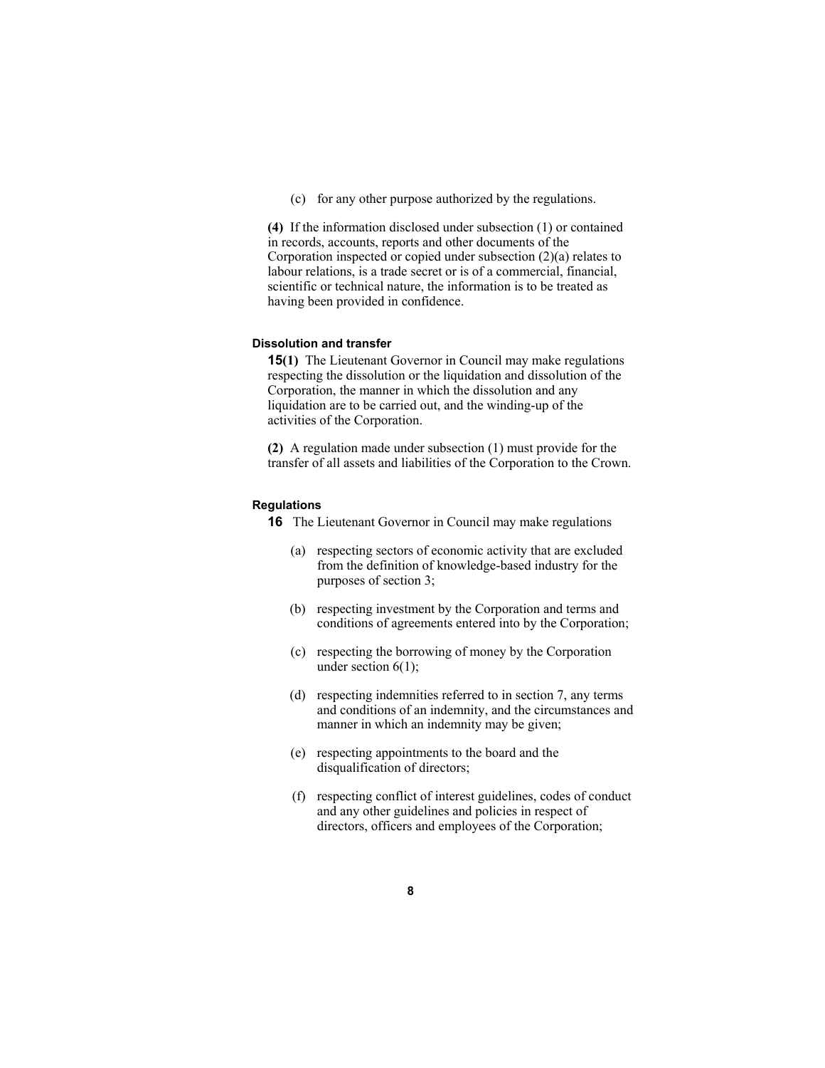(c) for any other purpose authorized by the regulations.

**(4)** If the information disclosed under subsection (1) or contained in records, accounts, reports and other documents of the Corporation inspected or copied under subsection (2)(a) relates to labour relations, is a trade secret or is of a commercial, financial, scientific or technical nature, the information is to be treated as having been provided in confidence.

#### Dissolution and transfer

**15(1)** The Lieutenant Governor in Council may make regulations respecting the dissolution or the liquidation and dissolution of the Corporation, the manner in which the dissolution and any liquidation are to be carried out, and the winding-up of the activities of the Corporation.

**(2)** A regulation made under subsection (1) must provide for the transfer of all assets and liabilities of the Corporation to the Crown.

#### Regulations

**16** The Lieutenant Governor in Council may make regulations

(a) respecting sectors of economic activity that are excluded from the definition of knowledge-based industry for the purposes of section 3;

(b) respecting investment by the Corporation and terms and conditions of agreements entered into by the Corporation;

(c) respecting the borrowing of money by the Corporation under section 6(1);

(d) respecting indemnities referred to in section 7, any terms and conditions of an indemnity, and the circumstances and manner in which an indemnity may be given;

(e) respecting appointments to the board and the disqualification of directors;

(f) respecting conflict of interest guidelines, codes of conduct and any other guidelines and policies in respect of directors, officers and employees of the Corporation;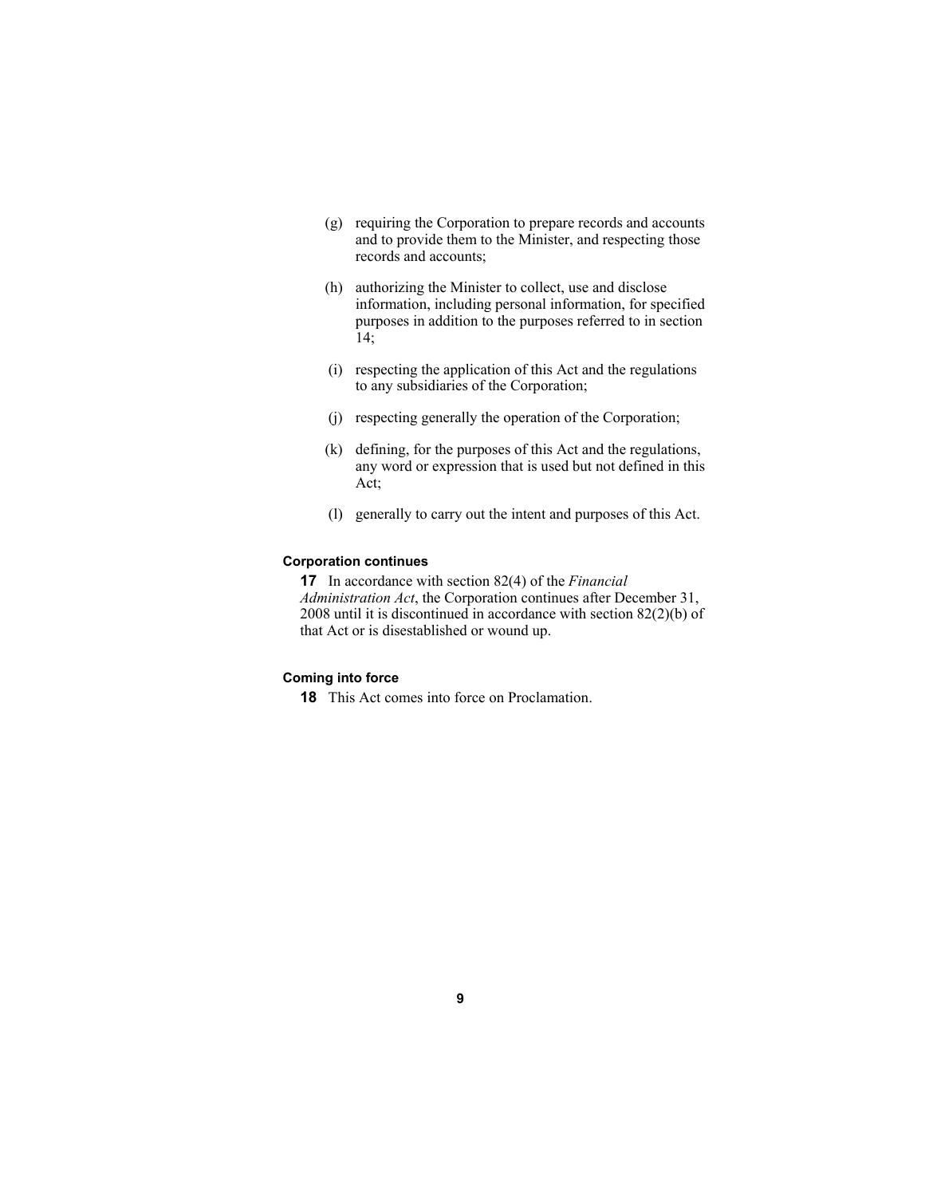(g) requiring the Corporation to prepare records and accounts and to provide them to the Minister, and respecting those records and accounts;

(h) authorizing the Minister to collect, use and disclose information, including personal information, for specified purposes in addition to the purposes referred to in section 14;

(i) respecting the application of this Act and the regulations to any subsidiaries of the Corporation;

(j) respecting generally the operation of the Corporation;

(k) defining, for the purposes of this Act and the regulations, any word or expression that is used but not defined in this Act;

(l) generally to carry out the intent and purposes of this Act.

#### Corporation continues

**17** In accordance with section 82(4) of the *Financial Administration Act*, the Corporation continues after December 31, 2008 until it is discontinued in accordance with section 82(2)(b) of that Act or is disestablished or wound up.

#### Coming into force

**18** This Act comes into force on Proclamation.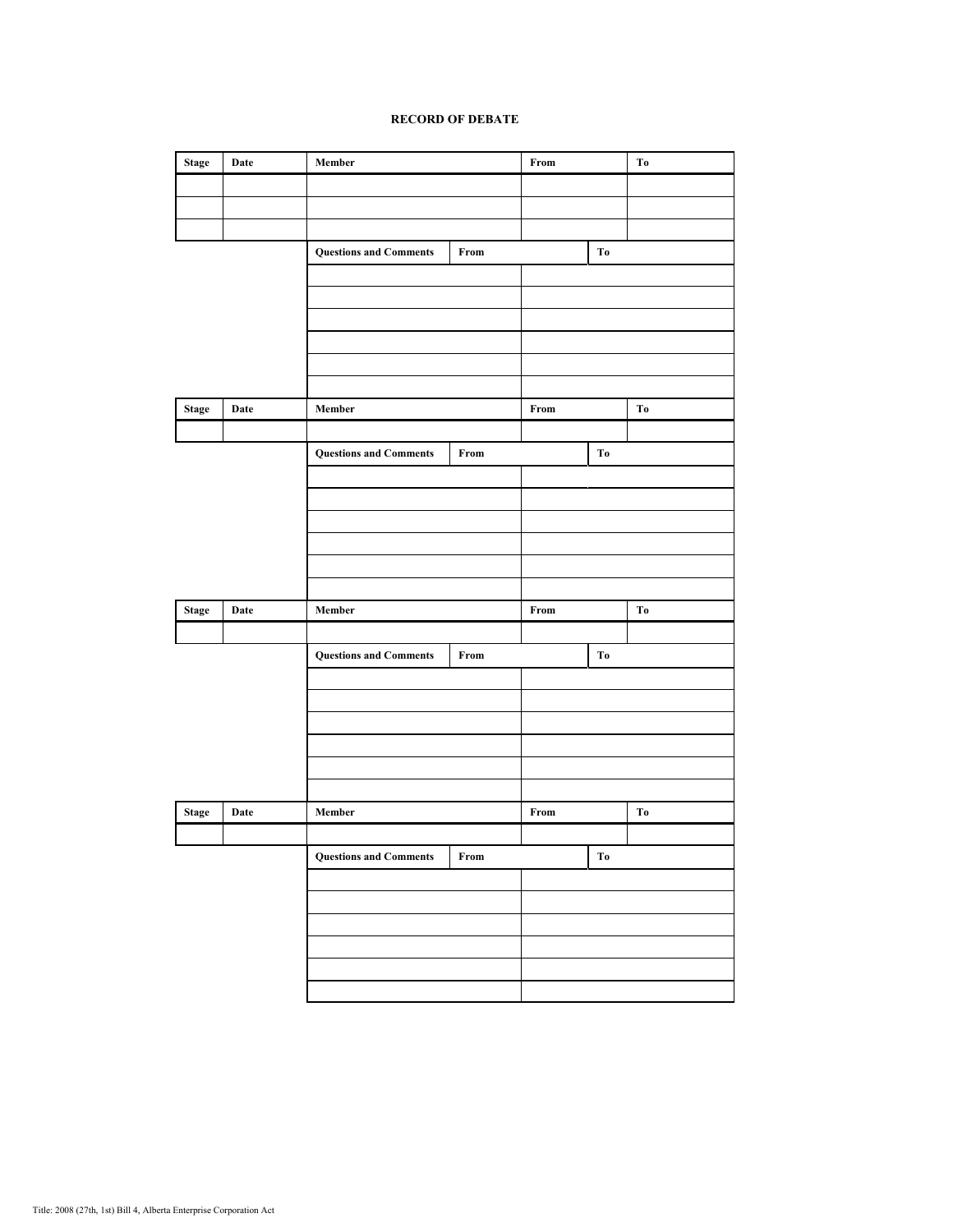**RECORD OF DEBATE**

| Stage | Date | Member | From | To |
|---|---|---|---|---|
| | | | | |
| | | | | |
| | | | | |

| Questions and Comments | From | To |
|---|---|---|
| | | |
| | | |
| | | |
| | | |
| | | |
| | | |

| Stage | Date | Member | From | To |
|---|---|---|---|---|
| | | | | |

| Questions and Comments | From | To |
|---|---|---|
| | | |
| | | |
| | | |
| | | |
| | | |
| | | |

| Stage | Date | Member | From | To |
|---|---|---|---|---|
| | | | | |

| Questions and Comments | From | To |
|---|---|---|
| | | |
| | | |
| | | |
| | | |
| | | |
| | | |

| Stage | Date | Member | From | To |
|---|---|---|---|---|
| | | | | |

| Questions and Comments | From | To |
|---|---|---|
| | | |
| | | |
| | | |
| | | |
| | | |
| | | |

Title: 2008 (27th, 1st) Bill 4, Alberta Enterprise Corporation Act